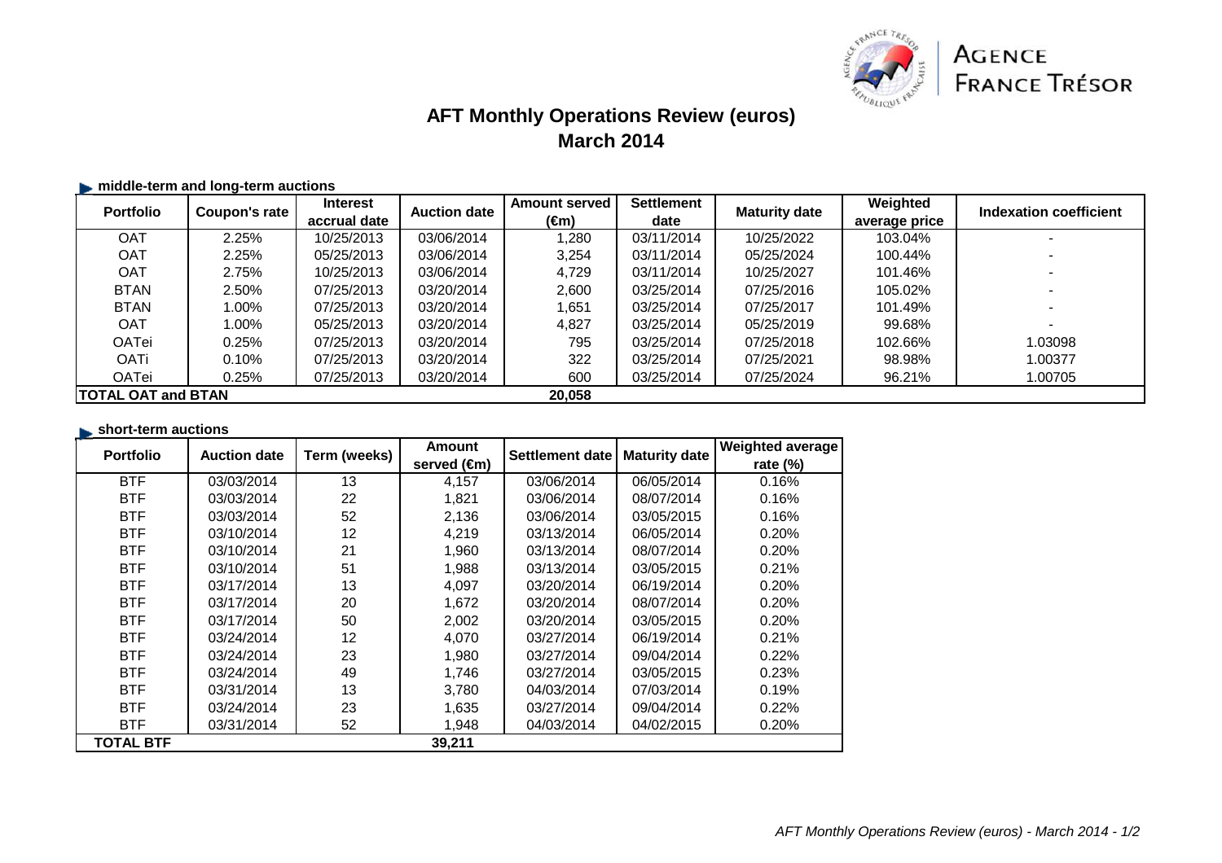# AFT Monthly Operations Review (euros)
## March 2014

### middle-term and long-term auctions

| Portfolio | Coupon's rate | Interest accrual date | Auction date | Amount served (€m) | Settlement date | Maturity date | Weighted average price | Indexation coefficient |
|---|---|---|---|---|---|---|---|---|
| OAT | 2.25% | 10/25/2013 | 03/06/2014 | 1,280 | 03/11/2014 | 10/25/2022 | 103.04% | - |
| OAT | 2.25% | 05/25/2013 | 03/06/2014 | 3,254 | 03/11/2014 | 05/25/2024 | 100.44% | - |
| OAT | 2.75% | 10/25/2013 | 03/06/2014 | 4,729 | 03/11/2014 | 10/25/2027 | 101.46% | - |
| BTAN | 2.50% | 07/25/2013 | 03/20/2014 | 2,600 | 03/25/2014 | 07/25/2016 | 105.02% | - |
| BTAN | 1.00% | 07/25/2013 | 03/20/2014 | 1,651 | 03/25/2014 | 07/25/2017 | 101.49% | - |
| OAT | 1.00% | 05/25/2013 | 03/20/2014 | 4,827 | 03/25/2014 | 05/25/2019 | 99.68% | - |
| OATei | 0.25% | 07/25/2013 | 03/20/2014 | 795 | 03/25/2014 | 07/25/2018 | 102.66% | 1.03098 |
| OATi | 0.10% | 07/25/2013 | 03/20/2014 | 322 | 03/25/2014 | 07/25/2021 | 98.98% | 1.00377 |
| OATei | 0.25% | 07/25/2013 | 03/20/2014 | 600 | 03/25/2014 | 07/25/2024 | 96.21% | 1.00705 |
| **TOTAL OAT and BTAN** | | | | **20,058** | | | | |

### short-term auctions

| Portfolio | Auction date | Term (weeks) | Amount served (€m) | Settlement date | Maturity date | Weighted average rate (%) |
|---|---|---|---|---|---|---|
| BTF | 03/03/2014 | 13 | 4,157 | 03/06/2014 | 06/05/2014 | 0.16% |
| BTF | 03/03/2014 | 22 | 1,821 | 03/06/2014 | 08/07/2014 | 0.16% |
| BTF | 03/03/2014 | 52 | 2,136 | 03/06/2014 | 03/05/2015 | 0.16% |
| BTF | 03/10/2014 | 12 | 4,219 | 03/13/2014 | 06/05/2014 | 0.20% |
| BTF | 03/10/2014 | 21 | 1,960 | 03/13/2014 | 08/07/2014 | 0.20% |
| BTF | 03/10/2014 | 51 | 1,988 | 03/13/2014 | 03/05/2015 | 0.21% |
| BTF | 03/17/2014 | 13 | 4,097 | 03/20/2014 | 06/19/2014 | 0.20% |
| BTF | 03/17/2014 | 20 | 1,672 | 03/20/2014 | 08/07/2014 | 0.20% |
| BTF | 03/17/2014 | 50 | 2,002 | 03/20/2014 | 03/05/2015 | 0.20% |
| BTF | 03/24/2014 | 12 | 4,070 | 03/27/2014 | 06/19/2014 | 0.21% |
| BTF | 03/24/2014 | 23 | 1,980 | 03/27/2014 | 09/04/2014 | 0.22% |
| BTF | 03/24/2014 | 49 | 1,746 | 03/27/2014 | 03/05/2015 | 0.23% |
| BTF | 03/31/2014 | 13 | 3,780 | 04/03/2014 | 07/03/2014 | 0.19% |
| BTF | 03/24/2014 | 23 | 1,635 | 03/27/2014 | 09/04/2014 | 0.22% |
| BTF | 03/31/2014 | 52 | 1,948 | 04/03/2014 | 04/02/2015 | 0.20% |
| **TOTAL BTF** | | | **39,211** | | | |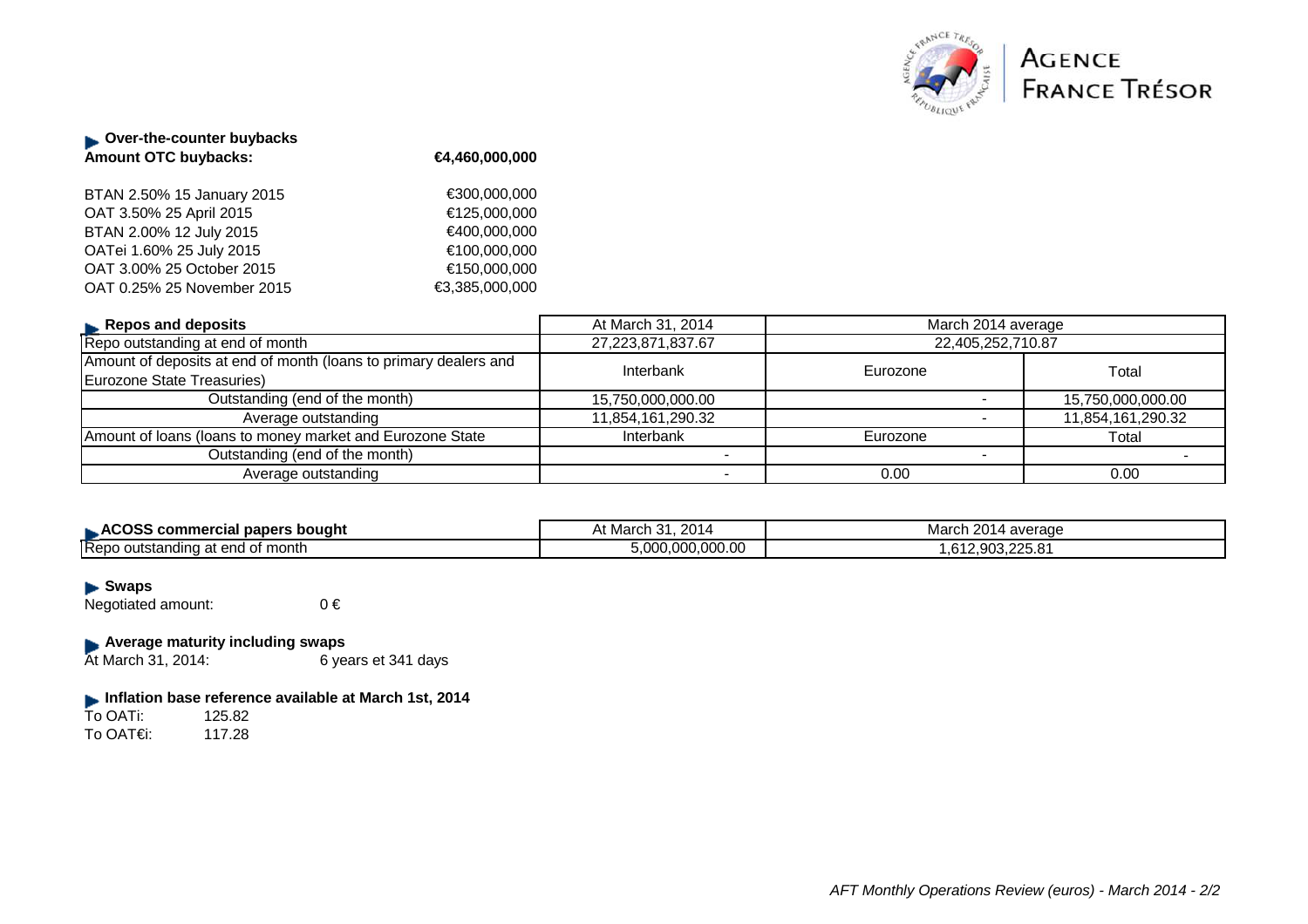### Over-the-counter buybacks

| | |
|---|---|
| **Amount OTC buybacks:** | **€4,460,000,000** |
| BTAN 2.50% 15 January 2015 | €300,000,000 |
| OAT 3.50% 25 April 2015 | €125,000,000 |
| BTAN 2.00% 12 July 2015 | €400,000,000 |
| OATei 1.60% 25 July 2015 | €100,000,000 |
| OAT 3.00% 25 October 2015 | €150,000,000 |
| OAT 0.25% 25 November 2015 | €3,385,000,000 |

| **Repos and deposits** | At March 31, 2014 | March 2014 average | |
|---|---|---|---|
| Repo outstanding at end of month | 27,223,871,837.67 | 22,405,252,710.87 | |
| Amount of deposits at end of month (loans to primary dealers and Eurozone State Treasuries) | Interbank | Eurozone | Total |
| Outstanding (end of the month) | 15,750,000,000.00 | - | 15,750,000,000.00 |
| Average outstanding | 11,854,161,290.32 | - | 11,854,161,290.32 |
| Amount of loans (loans to money market and Eurozone State | Interbank | Eurozone | Total |
| Outstanding (end of the month) | - | - | - |
| Average outstanding | - | 0.00 | 0.00 |

| **ACOSS commercial papers bought** | At March 31, 2014 | March 2014 average |
|---|---|---|
| Repo outstanding at end of month | 5,000,000,000.00 | 1,612,903,225.81 |

### Swaps

Negotiated amount: 0 €

### Average maturity including swaps

At March 31, 2014: 6 years et 341 days

### Inflation base reference available at March 1st, 2014

To OATi: 125.82

To OAT€i: 117.28